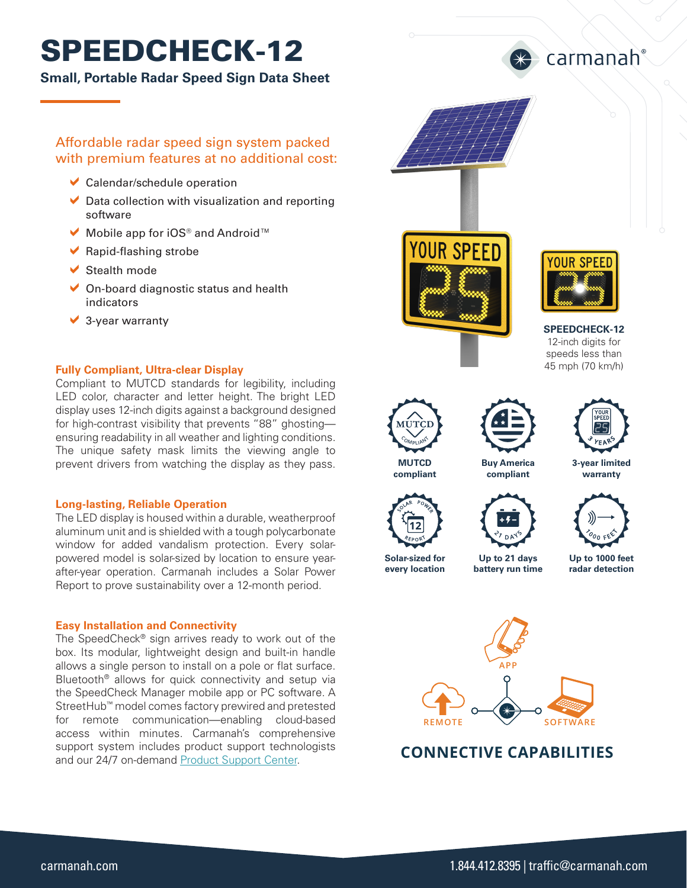# SPEEDCHECK-12

**Small, Portable Radar Speed Sign Data Sheet**

carmanah®

## Affordable radar speed sign system packed with premium features at no additional cost:

- Calendar/schedule operation
- Data collection with visualization and reporting software
- Mobile app for iOS® and Android™
- Rapid-flashing strobe
- Stealth mode
- On-board diagnostic status and health indicators
- 3-year warranty

**SPEEDCHECK-12**
12-inch digits for speeds less than 45 mph (70 km/h)

### Fully Compliant, Ultra-clear Display

Compliant to MUTCD standards for legibility, including LED color, character and letter height. The bright LED display uses 12-inch digits against a background designed for high-contrast visibility that prevents "88" ghosting—ensuring readability in all weather and lighting conditions. The unique safety mask limits the viewing angle to prevent drivers from watching the display as they pass.

### Long-lasting, Reliable Operation

The LED display is housed within a durable, weatherproof aluminum unit and is shielded with a tough polycarbonate window for added vandalism protection. Every solar-powered model is solar-sized by location to ensure year-after-year operation. Carmanah includes a Solar Power Report to prove sustainability over a 12-month period.

### Easy Installation and Connectivity

The SpeedCheck® sign arrives ready to work out of the box. Its modular, lightweight design and built-in handle allows a single person to install on a pole or flat surface. Bluetooth® allows for quick connectivity and setup via the SpeedCheck Manager mobile app or PC software. A StreetHub™ model comes factory prewired and pretested for remote communication—enabling cloud-based access within minutes. Carmanah's comprehensive support system includes product support technologists and our 24/7 on-demand Product Support Center.

**MUTCD compliant**

**Buy America compliant**

**3-year limited warranty**

**Solar-sized for every location**

**Up to 21 days battery run time**

**Up to 1000 feet radar detection**

APP

REMOTE

SOFTWARE

## CONNECTIVE CAPABILITIES

carmanah.com

1.844.412.8395 | traffic@carmanah.com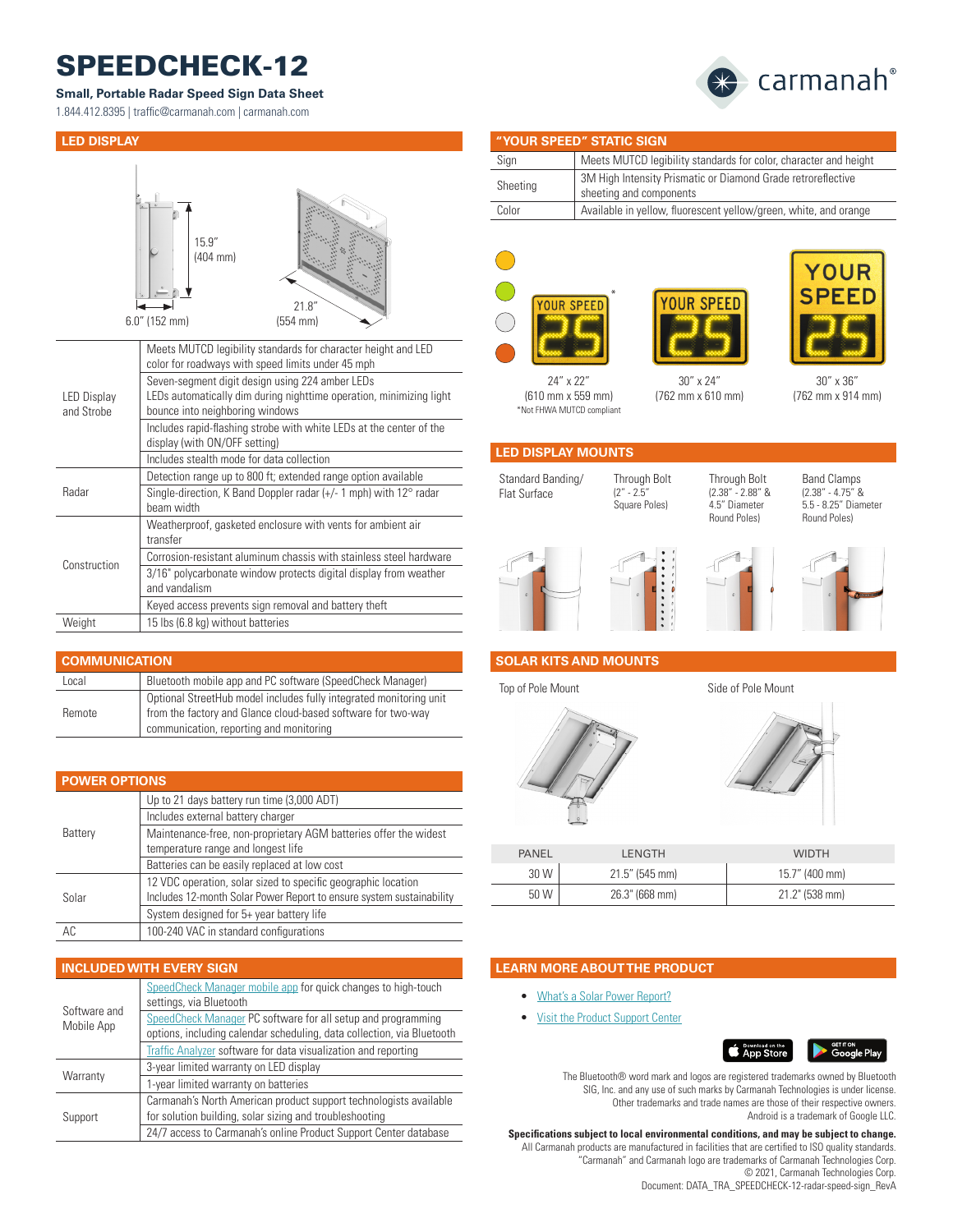# SPEEDCHECK-12

**Small, Portable Radar Speed Sign Data Sheet**

1.844.412.8395 | traffic@carmanah.com | carmanah.com

## LED DISPLAY

15.9" (404 mm)

6.0" (152 mm)

21.8" (554 mm)

| | |
|---|---|
| LED Display and Strobe | Meets MUTCD legibility standards for character height and LED color for roadways with speed limits under 45 mph |
| | Seven-segment digit design using 224 amber LEDs<br>LEDs automatically dim during nighttime operation, minimizing light bounce into neighboring windows |
| | Includes rapid-flashing strobe with white LEDs at the center of the display (with ON/OFF setting) |
| | Includes stealth mode for data collection |
| Radar | Detection range up to 800 ft; extended range option available |
| | Single-direction, K Band Doppler radar (+/- 1 mph) with 12° radar beam width |
| Construction | Weatherproof, gasketed enclosure with vents for ambient air transfer |
| | Corrosion-resistant aluminum chassis with stainless steel hardware |
| | 3/16" polycarbonate window protects digital display from weather and vandalism |
| | Keyed access prevents sign removal and battery theft |
| Weight | 15 lbs (6.8 kg) without batteries |

## COMMUNICATION

| | |
|---|---|
| Local | Bluetooth mobile app and PC software (SpeedCheck Manager) |
| Remote | Optional StreetHub model includes fully integrated monitoring unit from the factory and Glance cloud-based software for two-way communication, reporting and monitoring |

## POWER OPTIONS

| | |
|---|---|
| Battery | Up to 21 days battery run time (3,000 ADT) |
| | Includes external battery charger |
| | Maintenance-free, non-proprietary AGM batteries offer the widest temperature range and longest life |
| | Batteries can be easily replaced at low cost |
| Solar | 12 VDC operation, solar sized to specific geographic location<br>Includes 12-month Solar Power Report to ensure system sustainability |
| | System designed for 5+ year battery life |
| AC | 100-240 VAC in standard configurations |

## INCLUDED WITH EVERY SIGN

| | |
|---|---|
| Software and Mobile App | SpeedCheck Manager mobile app for quick changes to high-touch settings, via Bluetooth |
| | SpeedCheck Manager PC software for all setup and programming options, including calendar scheduling, data collection, via Bluetooth |
| | Traffic Analyzer software for data visualization and reporting |
| Warranty | 3-year limited warranty on LED display |
| | 1-year limited warranty on batteries |
| Support | Carmanah's North American product support technologists available for solution building, solar sizing and troubleshooting |
| | 24/7 access to Carmanah's online Product Support Center database |

## "YOUR SPEED" STATIC SIGN

| | |
|---|---|
| Sign | Meets MUTCD legibility standards for color, character and height |
| Sheeting | 3M High Intensity Prismatic or Diamond Grade retroreflective sheeting and components |
| Color | Available in yellow, fluorescent yellow/green, white, and orange |

YOUR SPEED 25 * — 24" x 22" (610 mm x 559 mm)

YOUR SPEED 25 — 30" x 24" (762 mm x 610 mm)

YOUR SPEED 25 — 30" x 36" (762 mm x 914 mm)

*Not FHWA MUTCD compliant

## LED DISPLAY MOUNTS

Standard Banding/ Flat Surface

Through Bolt (2" - 2.5" Square Poles)

Through Bolt (2.38" - 2.88" & 4.5" Diameter Round Poles)

Band Clamps (2.38" - 4.75" & 5.5 - 8.25" Diameter Round Poles)

## SOLAR KITS AND MOUNTS

Top of Pole Mount

Side of Pole Mount

| PANEL | LENGTH | WIDTH |
|---|---|---|
| 30 W | 21.5" (545 mm) | 15.7" (400 mm) |
| 50 W | 26.3" (668 mm) | 21.2" (538 mm) |

## LEARN MORE ABOUT THE PRODUCT

- What's a Solar Power Report?
- Visit the Product Support Center

The Bluetooth® word mark and logos are registered trademarks owned by Bluetooth SIG, Inc. and any use of such marks by Carmanah Technologies is under license. Other trademarks and trade names are those of their respective owners. Android is a trademark of Google LLC.

**Specifications subject to local environmental conditions, and may be subject to change.** All Carmanah products are manufactured in facilities that are certified to ISO quality standards. "Carmanah" and Carmanah logo are trademarks of Carmanah Technologies Corp. © 2021, Carmanah Technologies Corp. Document: DATA_TRA_SPEEDCHECK-12-radar-speed-sign_RevA